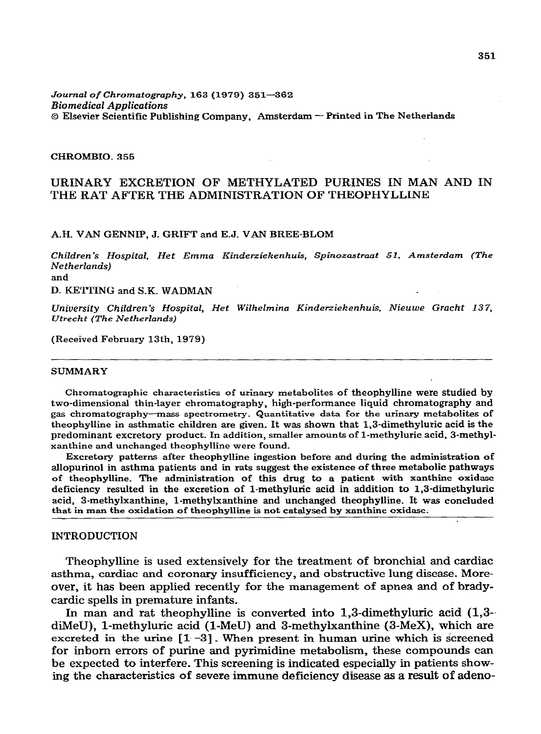*Journal of Chromatography*, 163 (1979) 351—362
*Biomedical Applications*
© Elsevier Scientific Publishing Company, Amsterdam — Printed in The Netherlands

CHROMBIO. 355

# URINARY EXCRETION OF METHYLATED PURINES IN MAN AND IN THE RAT AFTER THE ADMINISTRATION OF THEOPHYLLINE

A.H. VAN GENNIP, J. GRIFT and E.J. VAN BREE-BLOM

*Children's Hospital, Het Emma Kinderziekenhuis, Spinozastraat 51, Amsterdam (The Netherlands)*

and

D. KETTING and S.K. WADMAN

*University Children's Hospital, Het Wilhelmina Kinderziekenhuis, Nieuwe Gracht 137, Utrecht (The Netherlands)*

(Received February 13th, 1979)

## SUMMARY

Chromatographic characteristics of urinary metabolites of theophylline were studied by two-dimensional thin-layer chromatography, high-performance liquid chromatography and gas chromatography—mass spectrometry. Quantitative data for the urinary metabolites of theophylline in asthmatic children are given. It was shown that 1,3-dimethyluric acid is the predominant excretory product. In addition, smaller amounts of 1-methyluric acid, 3-methylxanthine and unchanged theophylline were found.

Excretory patterns after theophylline ingestion before and during the administration of allopurinol in asthma patients and in rats suggest the existence of three metabolic pathways of theophylline. The administration of this drug to a patient with xanthine oxidase deficiency resulted in the excretion of 1-methyluric acid in addition to 1,3-dimethyluric acid, 3-methylxanthine, 1-methylxanthine and unchanged theophylline. It was concluded that in man the oxidation of theophylline is not catalysed by xanthine oxidase.

## INTRODUCTION

Theophylline is used extensively for the treatment of bronchial and cardiac asthma, cardiac and coronary insufficiency, and obstructive lung disease. Moreover, it has been applied recently for the management of apnea and of bradycardic spells in premature infants.

In man and rat theophylline is converted into 1,3-dimethyluric acid (1,3-diMeU), 1-methyluric acid (1-MeU) and 3-methylxanthine (3-MeX), which are excreted in the urine [1–3]. When present in human urine which is screened for inborn errors of purine and pyrimidine metabolism, these compounds can be expected to interfere. This screening is indicated especially in patients showing the characteristics of severe immune deficiency disease as a result of adeno-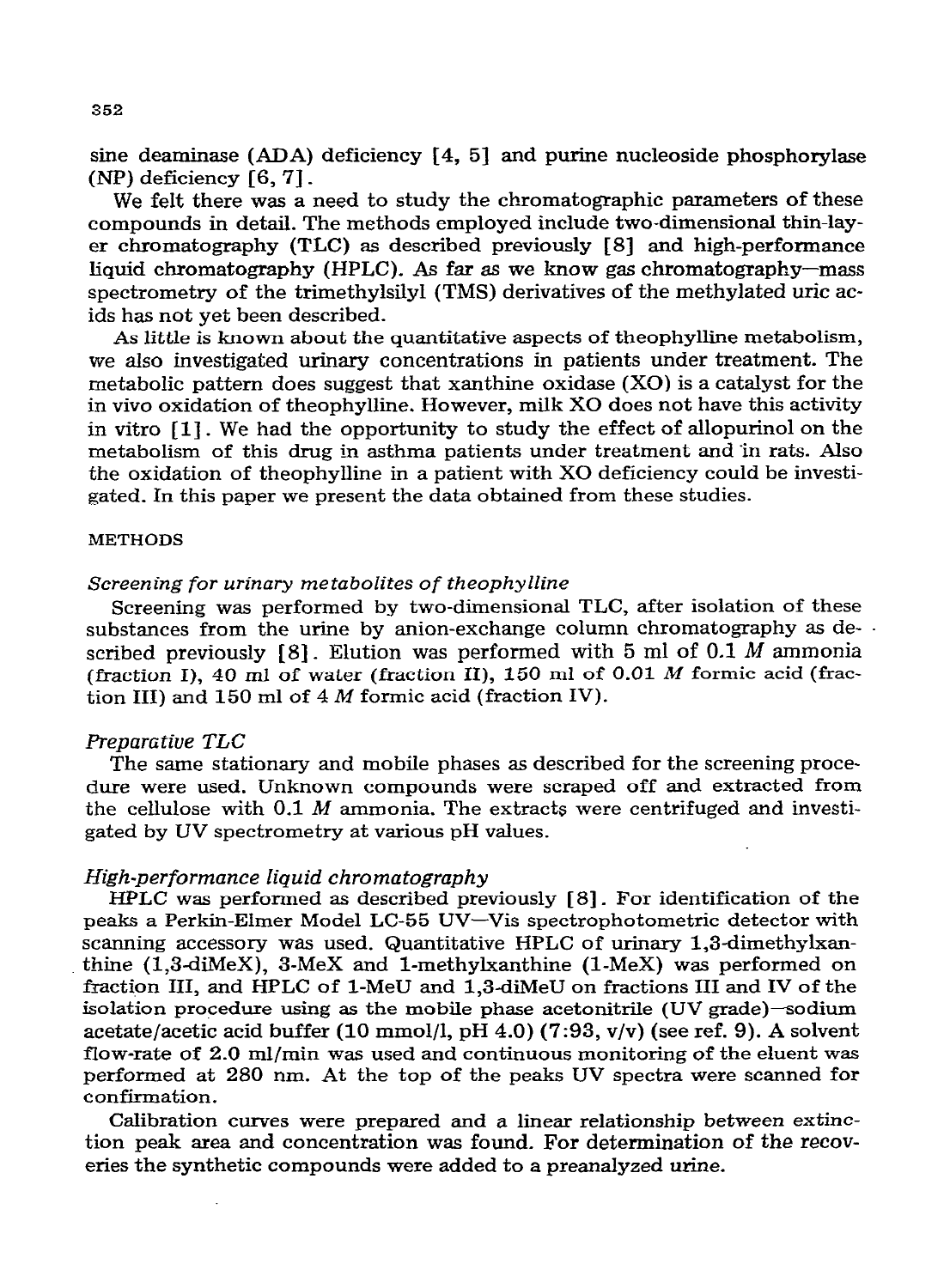sine deaminase (ADA) deficiency [4, 5] and purine nucleoside phosphorylase (NP) deficiency [6, 7].

We felt there was a need to study the chromatographic parameters of these compounds in detail. The methods employed include two-dimensional thin-layer chromatography (TLC) as described previously [8] and high-performance liquid chromatography (HPLC). As far as we know gas chromatography—mass spectrometry of the trimethylsilyl (TMS) derivatives of the methylated uric acids has not yet been described.

As little is known about the quantitative aspects of theophylline metabolism, we also investigated urinary concentrations in patients under treatment. The metabolic pattern does suggest that xanthine oxidase (XO) is a catalyst for the in vivo oxidation of theophylline. However, milk XO does not have this activity in vitro [1]. We had the opportunity to study the effect of allopurinol on the metabolism of this drug in asthma patients under treatment and in rats. Also the oxidation of theophylline in a patient with XO deficiency could be investigated. In this paper we present the data obtained from these studies.

## METHODS

### *Screening for urinary metabolites of theophylline*

Screening was performed by two-dimensional TLC, after isolation of these substances from the urine by anion-exchange column chromatography as described previously [8]. Elution was performed with 5 ml of 0.1 *M* ammonia (fraction I), 40 ml of water (fraction II), 150 ml of 0.01 *M* formic acid (fraction III) and 150 ml of 4 *M* formic acid (fraction IV).

### *Preparative TLC*

The same stationary and mobile phases as described for the screening procedure were used. Unknown compounds were scraped off and extracted from the cellulose with 0.1 *M* ammonia. The extracts were centrifuged and investigated by UV spectrometry at various pH values.

### *High-performance liquid chromatography*

HPLC was performed as described previously [8]. For identification of the peaks a Perkin-Elmer Model LC-55 UV—Vis spectrophotometric detector with scanning accessory was used. Quantitative HPLC of urinary 1,3-dimethylxanthine (1,3-diMeX), 3-MeX and 1-methylxanthine (1-MeX) was performed on fraction III, and HPLC of 1-MeU and 1,3-diMeU on fractions III and IV of the isolation procedure using as the mobile phase acetonitrile (UV grade)—sodium acetate/acetic acid buffer (10 mmol/l, pH 4.0) (7:93, v/v) (see ref. 9). A solvent flow-rate of 2.0 ml/min was used and continuous monitoring of the eluent was performed at 280 nm. At the top of the peaks UV spectra were scanned for confirmation.

Calibration curves were prepared and a linear relationship between extinction peak area and concentration was found. For determination of the recoveries the synthetic compounds were added to a preanalyzed urine.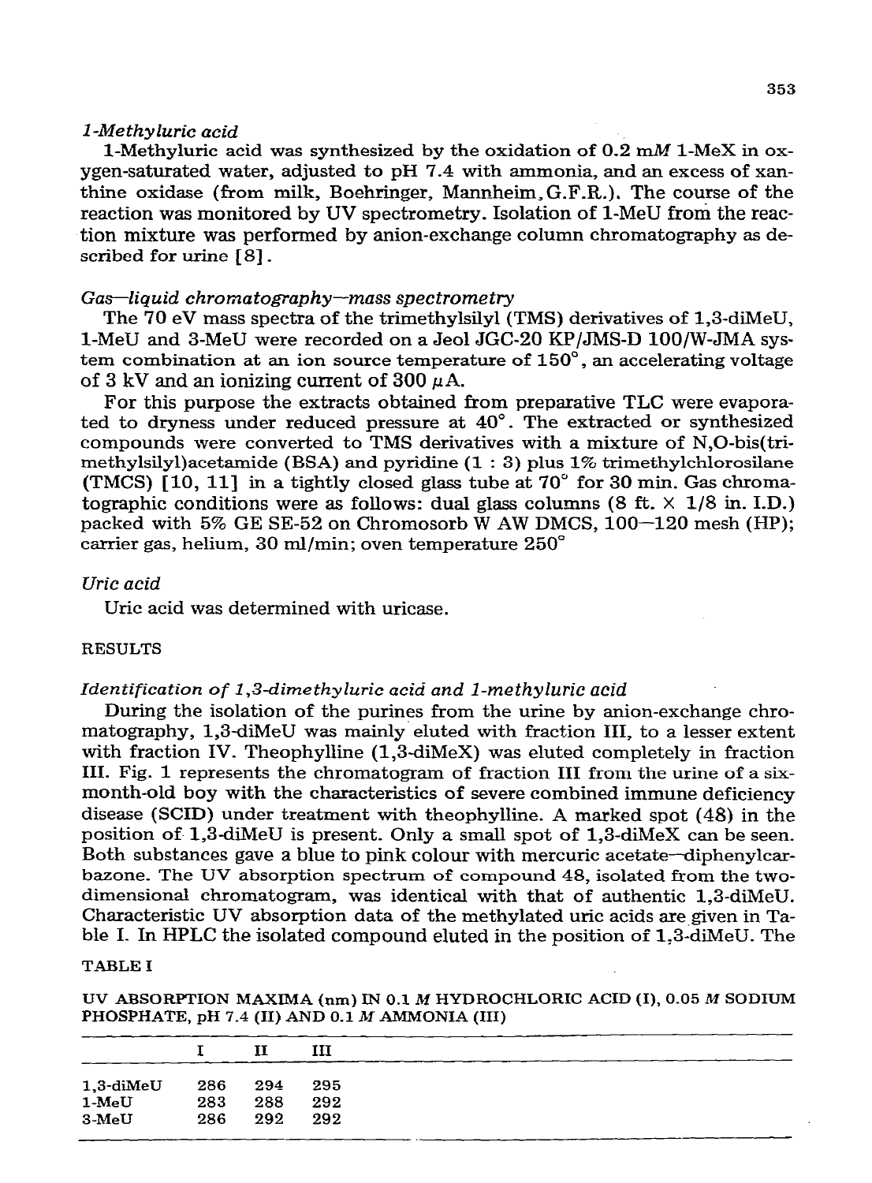*1-Methyluric acid*

1-Methyluric acid was synthesized by the oxidation of 0.2 m*M* 1-MeX in oxygen-saturated water, adjusted to pH 7.4 with ammonia, and an excess of xanthine oxidase (from milk, Boehringer, Mannheim, G.F.R.). The course of the reaction was monitored by UV spectrometry. Isolation of 1-MeU from the reaction mixture was performed by anion-exchange column chromatography as described for urine [8].

*Gas—liquid chromatography—mass spectrometry*

The 70 eV mass spectra of the trimethylsilyl (TMS) derivatives of 1,3-diMeU, 1-MeU and 3-MeU were recorded on a Jeol JGC-20 KP/JMS-D 100/W-JMA system combination at an ion source temperature of 150°, an accelerating voltage of 3 kV and an ionizing current of 300 $\mu$A.

For this purpose the extracts obtained from preparative TLC were evaporated to dryness under reduced pressure at 40°. The extracted or synthesized compounds were converted to TMS derivatives with a mixture of N,O-bis(trimethylsilyl)acetamide (BSA) and pyridine (1 : 3) plus 1% trimethylchlorosilane (TMCS) [10, 11] in a tightly closed glass tube at 70° for 30 min. Gas chromatographic conditions were as follows: dual glass columns (8 ft. × 1/8 in. I.D.) packed with 5% GE SE-52 on Chromosorb W AW DMCS, 100—120 mesh (HP); carrier gas, helium, 30 ml/min; oven temperature 250°

*Uric acid*

Uric acid was determined with uricase.

## RESULTS

*Identification of 1,3-dimethyluric acid and 1-methyluric acid*

During the isolation of the purines from the urine by anion-exchange chromatography, 1,3-diMeU was mainly eluted with fraction III, to a lesser extent with fraction IV. Theophylline (1,3-diMeX) was eluted completely in fraction III. Fig. 1 represents the chromatogram of fraction III from the urine of a six-month-old boy with the characteristics of severe combined immune deficiency disease (SCID) under treatment with theophylline. A marked spot (48) in the position of 1,3-diMeU is present. Only a small spot of 1,3-diMeX can be seen. Both substances gave a blue to pink colour with mercuric acetate—diphenylcarbazone. The UV absorption spectrum of compound 48, isolated from the two-dimensional chromatogram, was identical with that of authentic 1,3-diMeU. Characteristic UV absorption data of the methylated uric acids are given in Table I. In HPLC the isolated compound eluted in the position of 1,3-diMeU. The

TABLE I

UV ABSORPTION MAXIMA (nm) IN 0.1 *M* HYDROCHLORIC ACID (I), 0.05 *M* SODIUM PHOSPHATE, pH 7.4 (II) AND 0.1 *M* AMMONIA (III)

| | I | II | III |
|---|---|---|---|
| 1,3-diMeU | 286 | 294 | 295 |
| 1-MeU | 283 | 288 | 292 |
| 3-MeU | 286 | 292 | 292 |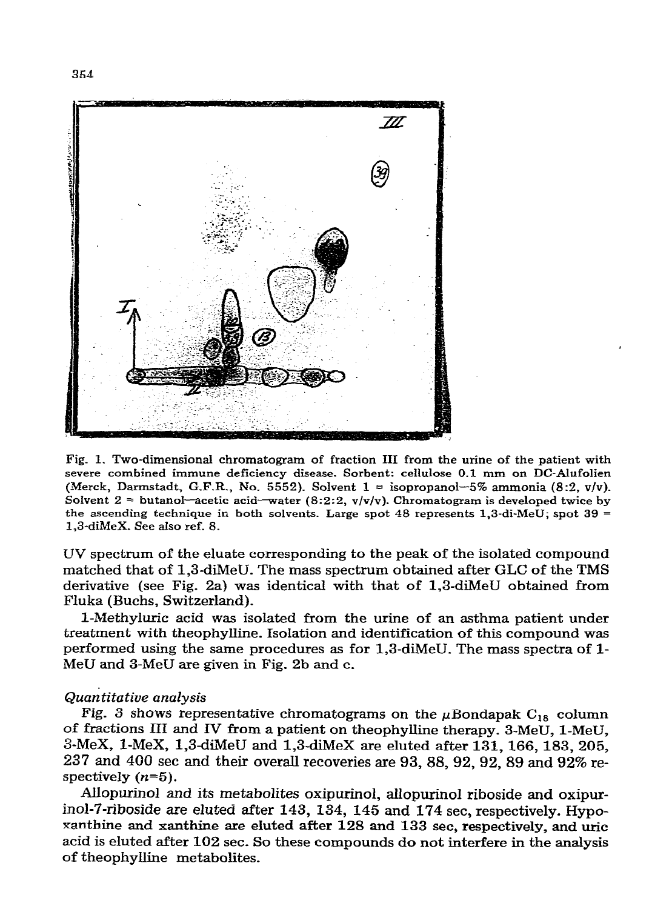Fig. 1. Two-dimensional chromatogram of fraction III from the urine of the patient with severe combined immune deficiency disease. Sorbent: cellulose 0.1 mm on DC-Alufolien (Merck, Darmstadt, G.F.R., No. 5552). Solvent 1 = isopropanol—5% ammonia (8:2, v/v). Solvent 2 = butanol—acetic acid—water (8:2:2, v/v/v). Chromatogram is developed twice by the ascending technique in both solvents. Large spot 48 represents 1,3-di-MeU; spot 39 = 1,3-diMeX. See also ref. 8.

UV spectrum of the eluate corresponding to the peak of the isolated compound matched that of 1,3-diMeU. The mass spectrum obtained after GLC of the TMS derivative (see Fig. 2a) was identical with that of 1,3-diMeU obtained from Fluka (Buchs, Switzerland).

1-Methyluric acid was isolated from the urine of an asthma patient under treatment with theophylline. Isolation and identification of this compound was performed using the same procedures as for 1,3-diMeU. The mass spectra of 1-MeU and 3-MeU are given in Fig. 2b and c.

### *Quantitative analysis*

Fig. 3 shows representative chromatograms on the $\mu$Bondapak $C_{18}$ column of fractions III and IV from a patient on theophylline therapy. 3-MeU, 1-MeU, 3-MeX, 1-MeX, 1,3-diMeU and 1,3-diMeX are eluted after 131, 166, 183, 205, 237 and 400 sec and their overall recoveries are 93, 88, 92, 92, 89 and 92% respectively ($n$=5).

Allopurinol and its metabolites oxipurinol, allopurinol riboside and oxipurinol-7-riboside are eluted after 143, 134, 145 and 174 sec, respectively. Hypoxanthine and xanthine are eluted after 128 and 133 sec, respectively, and uric acid is eluted after 102 sec. So these compounds do not interfere in the analysis of theophylline metabolites.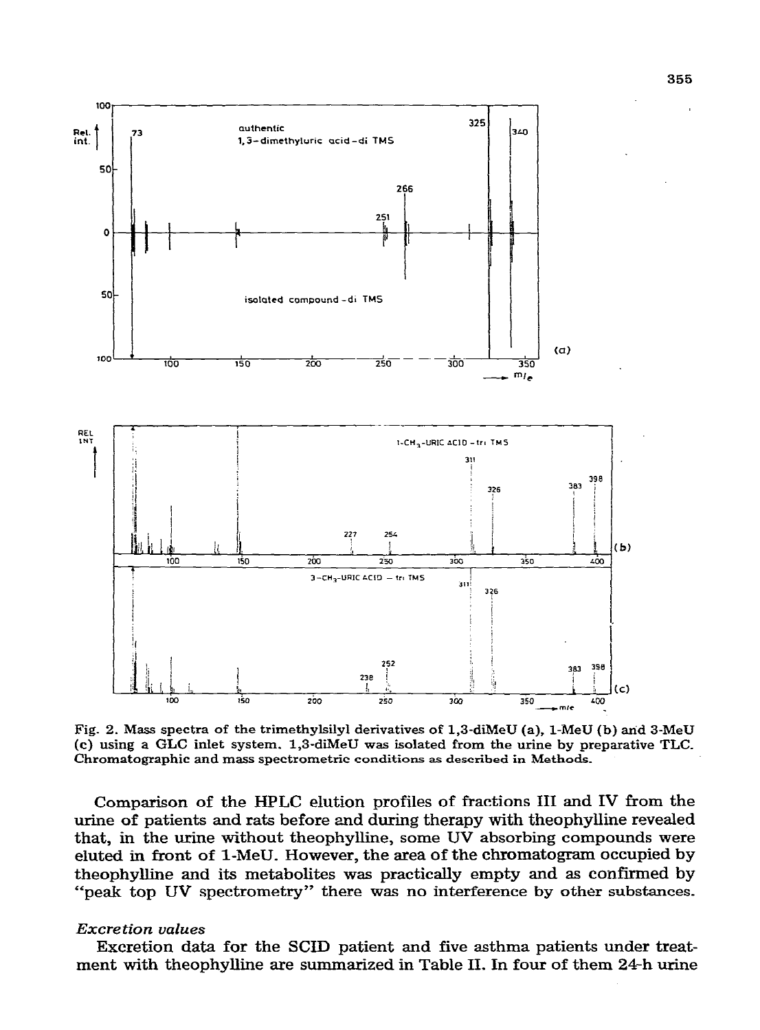Fig. 2. Mass spectra of the trimethylsilyl derivatives of 1,3-diMeU (a), 1-MeU (b) and 3-MeU (c) using a GLC inlet system. 1,3-diMeU was isolated from the urine by preparative TLC. Chromatographic and mass spectrometric conditions as described in Methods.

Comparison of the HPLC elution profiles of fractions III and IV from the urine of patients and rats before and during therapy with theophylline revealed that, in the urine without theophylline, some UV absorbing compounds were eluted in front of 1-MeU. However, the area of the chromatogram occupied by theophylline and its metabolites was practically empty and as confirmed by "peak top UV spectrometry" there was no interference by other substances.

### *Excretion values*

Excretion data for the SCID patient and five asthma patients under treatment with theophylline are summarized in Table II. In four of them 24-h urine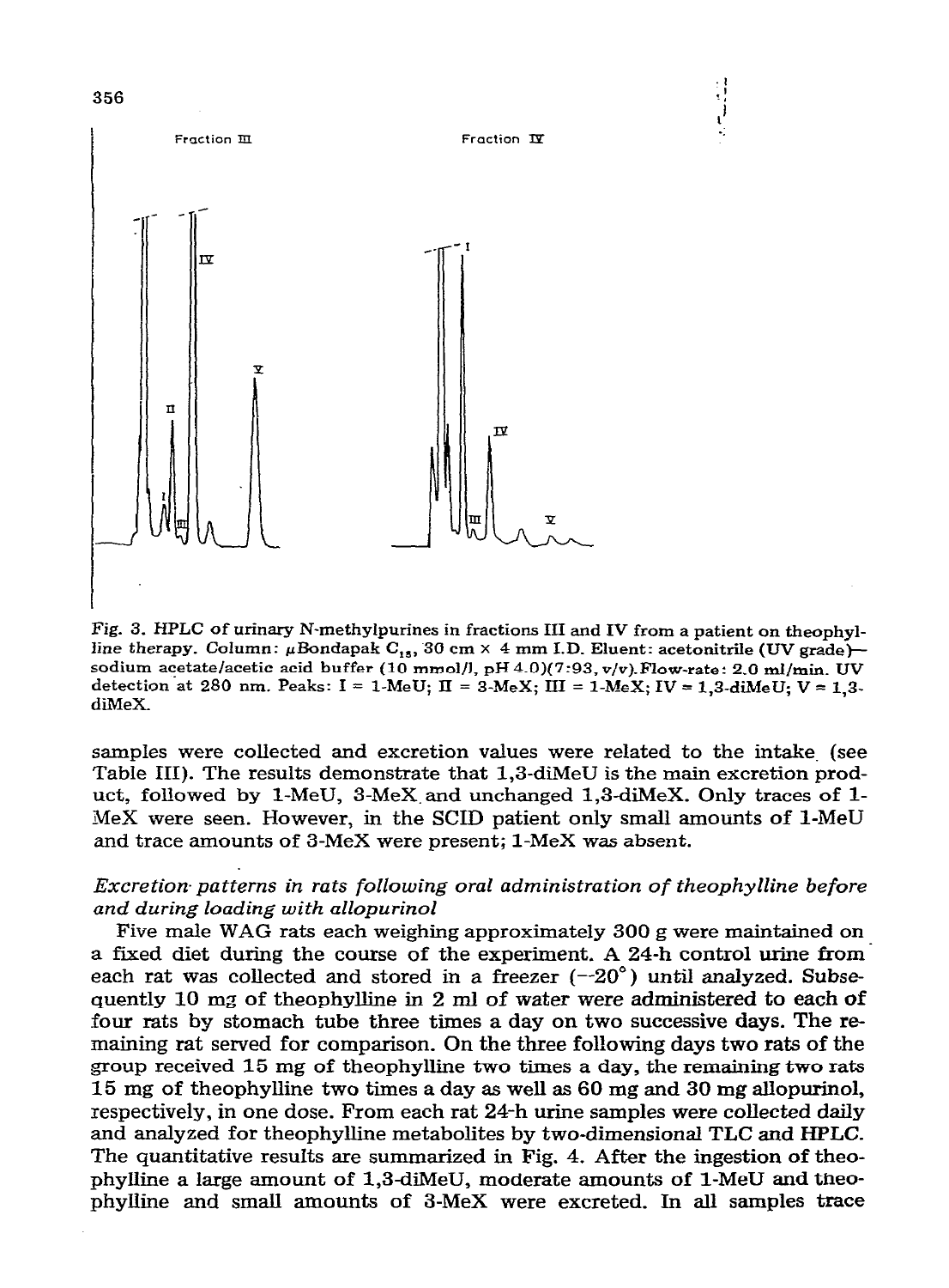Fig. 3. HPLC of urinary N-methylpurines in fractions III and IV from a patient on theophylline therapy. Column: μBondapak $C_{18}$, 30 cm × 4 mm I.D. Eluent: acetonitrile (UV grade)—sodium acetate/acetic acid buffer (10 mmol/l, pH 4.0)(7:93, v/v). Flow-rate: 2.0 ml/min. UV detection at 280 nm. Peaks: I = 1-MeU; II = 3-MeX; III = 1-MeX; IV = 1,3-diMeU; V = 1,3-diMeX.

samples were collected and excretion values were related to the intake (see Table III). The results demonstrate that 1,3-diMeU is the main excretion product, followed by 1-MeU, 3-MeX and unchanged 1,3-diMeX. Only traces of 1-MeX were seen. However, in the SCID patient only small amounts of 1-MeU and trace amounts of 3-MeX were present; 1-MeX was absent.

### *Excretion patterns in rats following oral administration of theophylline before and during loading with allopurinol*

Five male WAG rats each weighing approximately 300 g were maintained on a fixed diet during the course of the experiment. A 24-h control urine from each rat was collected and stored in a freezer (−20°) until analyzed. Subsequently 10 mg of theophylline in 2 ml of water were administered to each of four rats by stomach tube three times a day on two successive days. The remaining rat served for comparison. On the three following days two rats of the group received 15 mg of theophylline two times a day, the remaining two rats 15 mg of theophylline two times a day as well as 60 mg and 30 mg allopurinol, respectively, in one dose. From each rat 24-h urine samples were collected daily and analyzed for theophylline metabolites by two-dimensional TLC and HPLC. The quantitative results are summarized in Fig. 4. After the ingestion of theophylline a large amount of 1,3-diMeU, moderate amounts of 1-MeU and theophylline and small amounts of 3-MeX were excreted. In all samples trace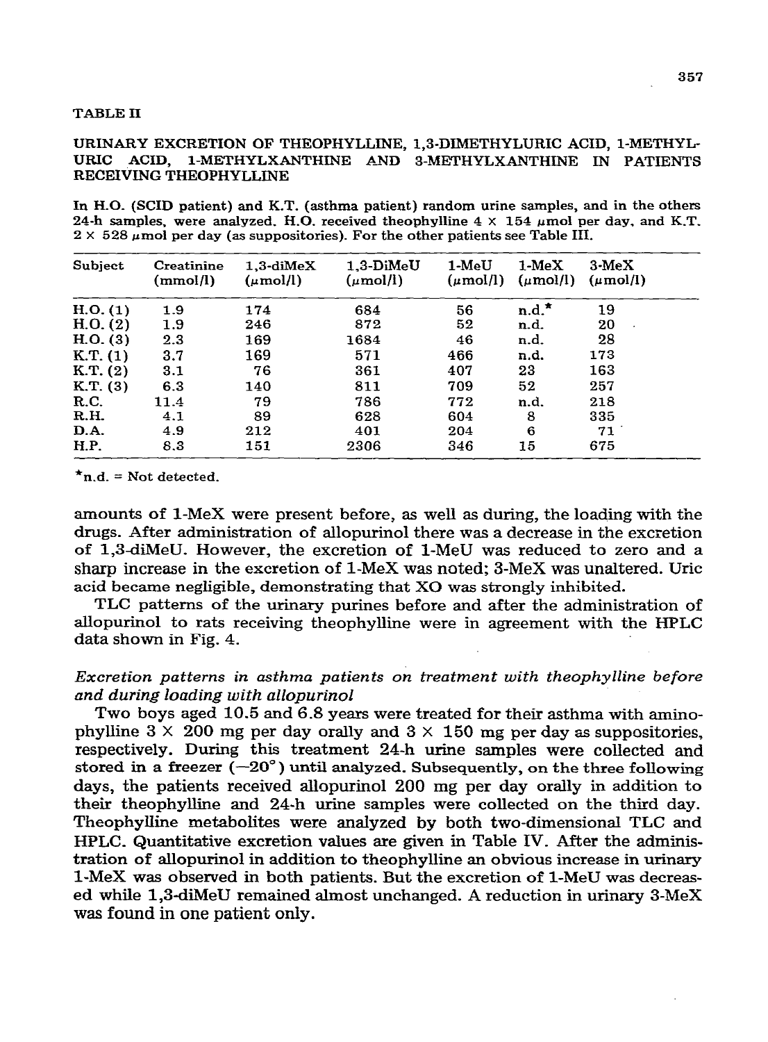TABLE II

URINARY EXCRETION OF THEOPHYLLINE, 1,3-DIMETHYLURIC ACID, 1-METHYLURIC ACID, 1-METHYLXANTHINE AND 3-METHYLXANTHINE IN PATIENTS RECEIVING THEOPHYLLINE

In H.O. (SCID patient) and K.T. (asthma patient) random urine samples, and in the others 24-h samples, were analyzed. H.O. received theophylline 4 × 154 μmol per day, and K.T. 2 × 528 μmol per day (as suppositories). For the other patients see Table III.

| Subject | Creatinine (mmol/l) | 1,3-diMeX (μmol/l) | 1,3-DiMeU (μmol/l) | 1-MeU (μmol/l) | 1-MeX (μmol/l) | 3-MeX (μmol/l) |
|---|---|---|---|---|---|---|
| H.O. (1) | 1.9 | 174 | 684 | 56 | n.d.* | 19 |
| H.O. (2) | 1.9 | 246 | 872 | 52 | n.d. | 20 |
| H.O. (3) | 2.3 | 169 | 1684 | 46 | n.d. | 28 |
| K.T. (1) | 3.7 | 169 | 571 | 466 | n.d. | 173 |
| K.T. (2) | 3.1 | 76 | 361 | 407 | 23 | 163 |
| K.T. (3) | 6.3 | 140 | 811 | 709 | 52 | 257 |
| R.C. | 11.4 | 79 | 786 | 772 | n.d. | 218 |
| R.H. | 4.1 | 89 | 628 | 604 | 8 | 335 |
| D.A. | 4.9 | 212 | 401 | 204 | 6 | 71 |
| H.P. | 8.3 | 151 | 2306 | 346 | 15 | 675 |

*n.d. = Not detected.

amounts of 1-MeX were present before, as well as during, the loading with the drugs. After administration of allopurinol there was a decrease in the excretion of 1,3-diMeU. However, the excretion of 1-MeU was reduced to zero and a sharp increase in the excretion of 1-MeX was noted; 3-MeX was unaltered. Uric acid became negligible, demonstrating that XO was strongly inhibited.

TLC patterns of the urinary purines before and after the administration of allopurinol to rats receiving theophylline were in agreement with the HPLC data shown in Fig. 4.

*Excretion patterns in asthma patients on treatment with theophylline before and during loading with allopurinol*

Two boys aged 10.5 and 6.8 years were treated for their asthma with aminophylline 3 × 200 mg per day orally and 3 × 150 mg per day as suppositories, respectively. During this treatment 24-h urine samples were collected and stored in a freezer (−20°) until analyzed. Subsequently, on the three following days, the patients received allopurinol 200 mg per day orally in addition to their theophylline and 24-h urine samples were collected on the third day. Theophylline metabolites were analyzed by both two-dimensional TLC and HPLC. Quantitative excretion values are given in Table IV. After the administration of allopurinol in addition to theophylline an obvious increase in urinary 1-MeX was observed in both patients. But the excretion of 1-MeU was decreased while 1,3-diMeU remained almost unchanged. A reduction in urinary 3-MeX was found in one patient only.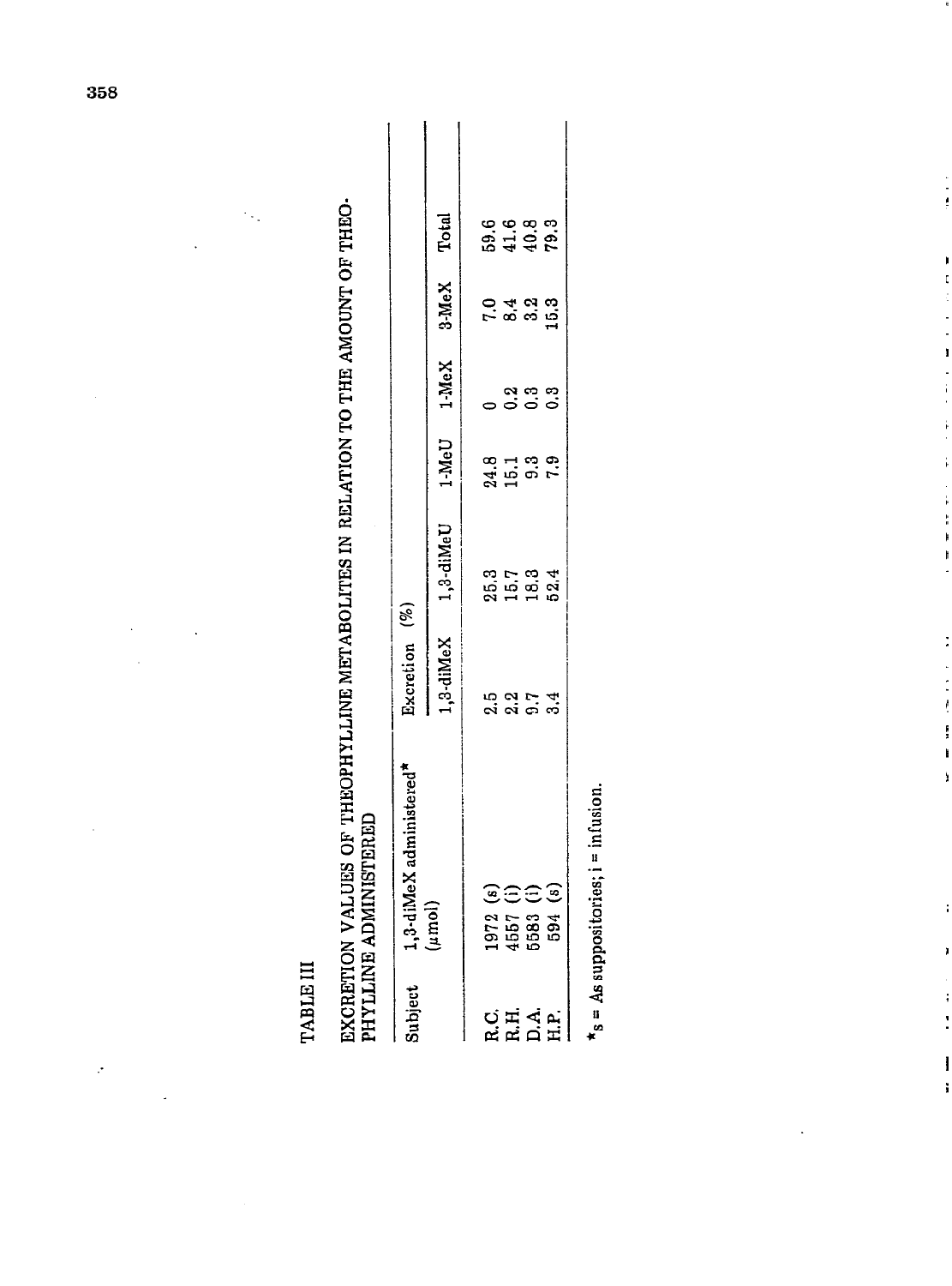TABLE III

EXCRETION VALUES OF THEOPHYLLINE METABOLITES IN RELATION TO THE AMOUNT OF THEOPHYLLINE ADMINISTERED

| Subject | 1,3-diMeX administered* (μmol) | Excretion (%) | | | | | |
|---|---|---|---|---|---|---|---|
| | | 1,3-diMeX | 1,3-diMeU | 1-MeU | 1-MeX | 3-MeX | Total |
| R.C. | 1972 (s) | 2.5 | 25.3 | 24.8 | 0 | 7.0 | 59.6 |
| R.H. | 4557 (i) | 2.2 | 15.7 | 15.1 | 0.2 | 8.4 | 41.6 |
| D.A. | 5583 (i) | 9.7 | 18.3 | 9.3 | 0.3 | 3.2 | 40.8 |
| H.P. | 594 (s) | 3.4 | 52.4 | 7.9 | 0.3 | 15.3 | 79.3 |

*s = As suppositories; i = infusion.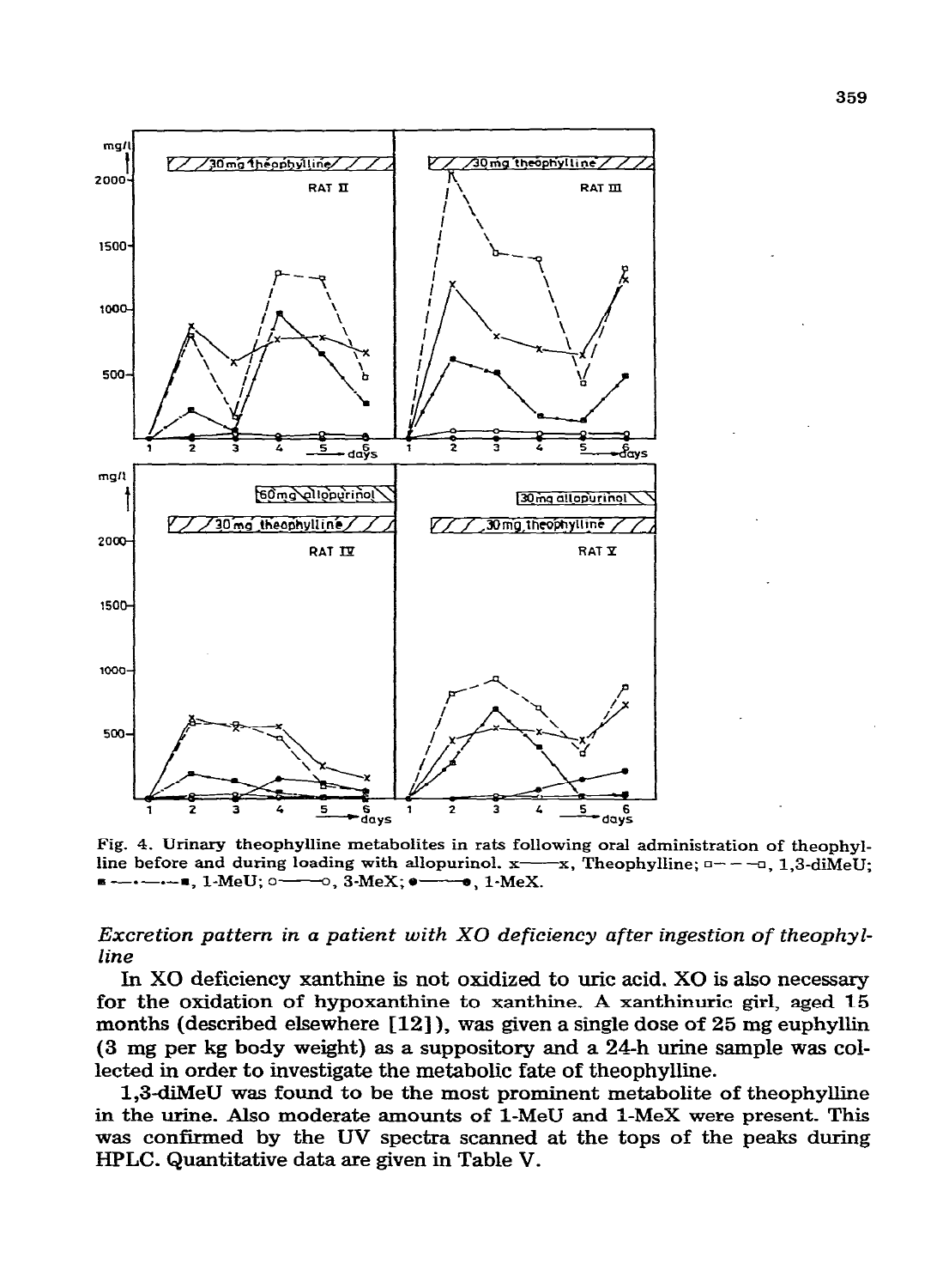Fig. 4. Urinary theophylline metabolites in rats following oral administration of theophylline before and during loading with allopurinol. x——x, Theophylline; □– – –□, 1,3-diMeU; ■—·—·—■, 1-MeU; ○——○, 3-MeX; ●——●, 1-MeX.

*Excretion pattern in a patient with XO deficiency after ingestion of theophylline*

In XO deficiency xanthine is not oxidized to uric acid. XO is also necessary for the oxidation of hypoxanthine to xanthine. A xanthinuric girl, aged 15 months (described elsewhere [12]), was given a single dose of 25 mg euphyllin (3 mg per kg body weight) as a suppository and a 24-h urine sample was collected in order to investigate the metabolic fate of theophylline.

1,3-diMeU was found to be the most prominent metabolite of theophylline in the urine. Also moderate amounts of 1-MeU and 1-MeX were present. This was confirmed by the UV spectra scanned at the tops of the peaks during HPLC. Quantitative data are given in Table V.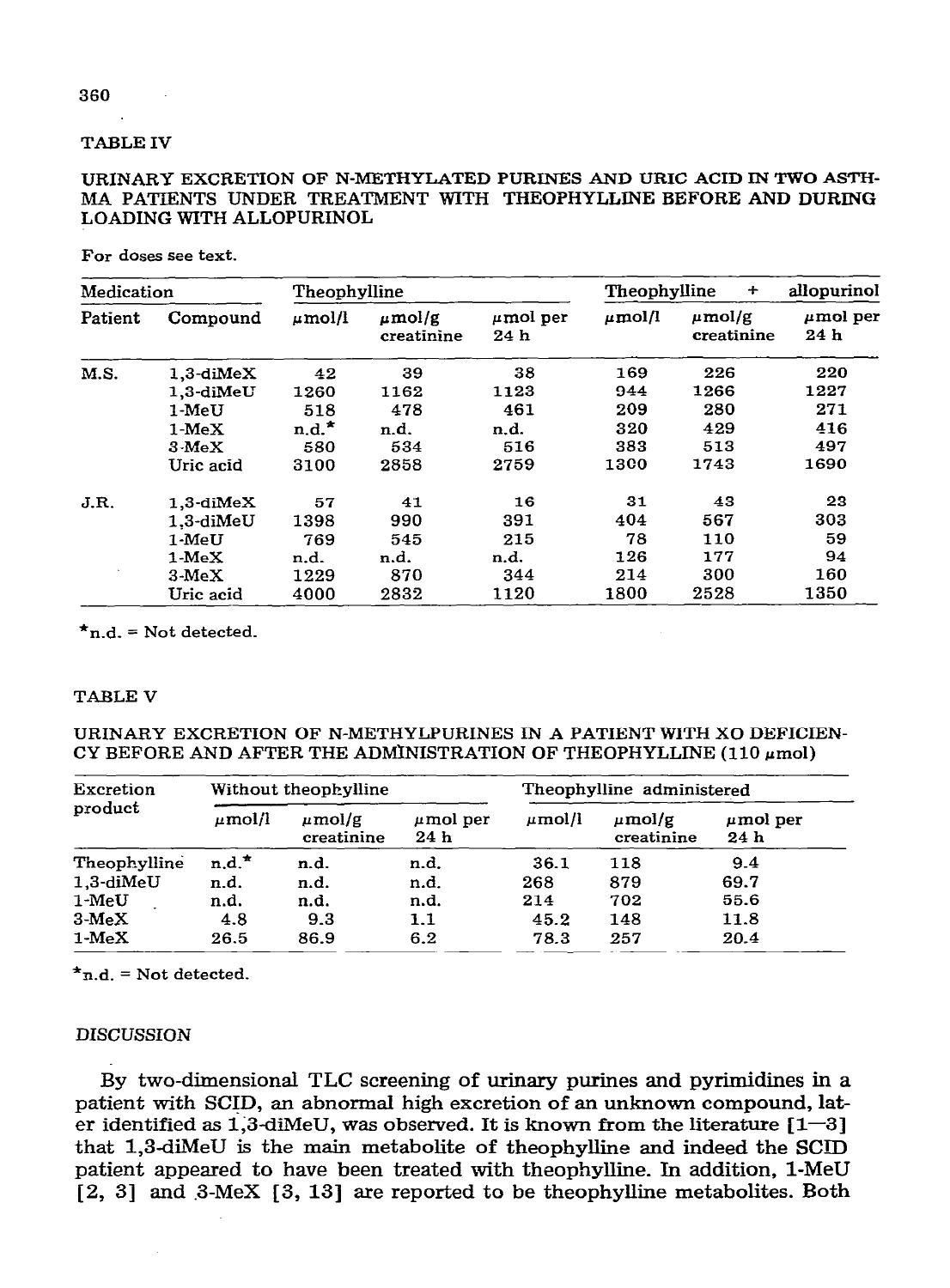TABLE IV

URINARY EXCRETION OF N-METHYLATED PURINES AND URIC ACID IN TWO ASTHMA PATIENTS UNDER TREATMENT WITH THEOPHYLLINE BEFORE AND DURING LOADING WITH ALLOPURINOL

For doses see text.

| Medication | | Theophylline | | | Theophylline + allopurinol | | |
|---|---|---|---|---|---|---|---|
| Patient | Compound | μmol/l | μmol/g creatinine | μmol per 24 h | μmol/l | μmol/g creatinine | μmol per 24 h |
| M.S. | 1,3-diMeX | 42 | 39 | 38 | 169 | 226 | 220 |
| | 1,3-diMeU | 1260 | 1162 | 1123 | 944 | 1266 | 1227 |
| | 1-MeU | 518 | 478 | 461 | 209 | 280 | 271 |
| | 1-MeX | n.d.* | n.d. | n.d. | 320 | 429 | 416 |
| | 3-MeX | 580 | 534 | 516 | 383 | 513 | 497 |
| | Uric acid | 3100 | 2858 | 2759 | 1300 | 1743 | 1690 |
| J.R. | 1,3-diMeX | 57 | 41 | 16 | 31 | 43 | 23 |
| | 1,3-diMeU | 1398 | 990 | 391 | 404 | 567 | 303 |
| | 1-MeU | 769 | 545 | 215 | 78 | 110 | 59 |
| | 1-MeX | n.d. | n.d. | n.d. | 126 | 177 | 94 |
| | 3-MeX | 1229 | 870 | 344 | 214 | 300 | 160 |
| | Uric acid | 4000 | 2832 | 1120 | 1800 | 2528 | 1350 |

*n.d. = Not detected.

TABLE V

URINARY EXCRETION OF N-METHYLPURINES IN A PATIENT WITH XO DEFICIENCY BEFORE AND AFTER THE ADMINISTRATION OF THEOPHYLLINE (110 μmol)

| Excretion product | Without theophylline | | | Theophylline administered | | |
|---|---|---|---|---|---|---|
| | μmol/l | μmol/g creatinine | μmol per 24 h | μmol/l | μmol/g creatinine | μmol per 24 h |
| Theophylline | n.d.* | n.d. | n.d. | 36.1 | 118 | 9.4 |
| 1,3-diMeU | n.d. | n.d. | n.d. | 268 | 879 | 69.7 |
| 1-MeU | n.d. | n.d. | n.d. | 214 | 702 | 55.6 |
| 3-MeX | 4.8 | 9.3 | 1.1 | 45.2 | 148 | 11.8 |
| 1-MeX | 26.5 | 86.9 | 6.2 | 78.3 | 257 | 20.4 |

*n.d. = Not detected.

## DISCUSSION

By two-dimensional TLC screening of urinary purines and pyrimidines in a patient with SCID, an abnormal high excretion of an unknown compound, later identified as 1,3-diMeU, was observed. It is known from the literature [1—3] that 1,3-diMeU is the main metabolite of theophylline and indeed the SCID patient appeared to have been treated with theophylline. In addition, 1-MeU [2, 3] and 3-MeX [3, 13] are reported to be theophylline metabolites. Both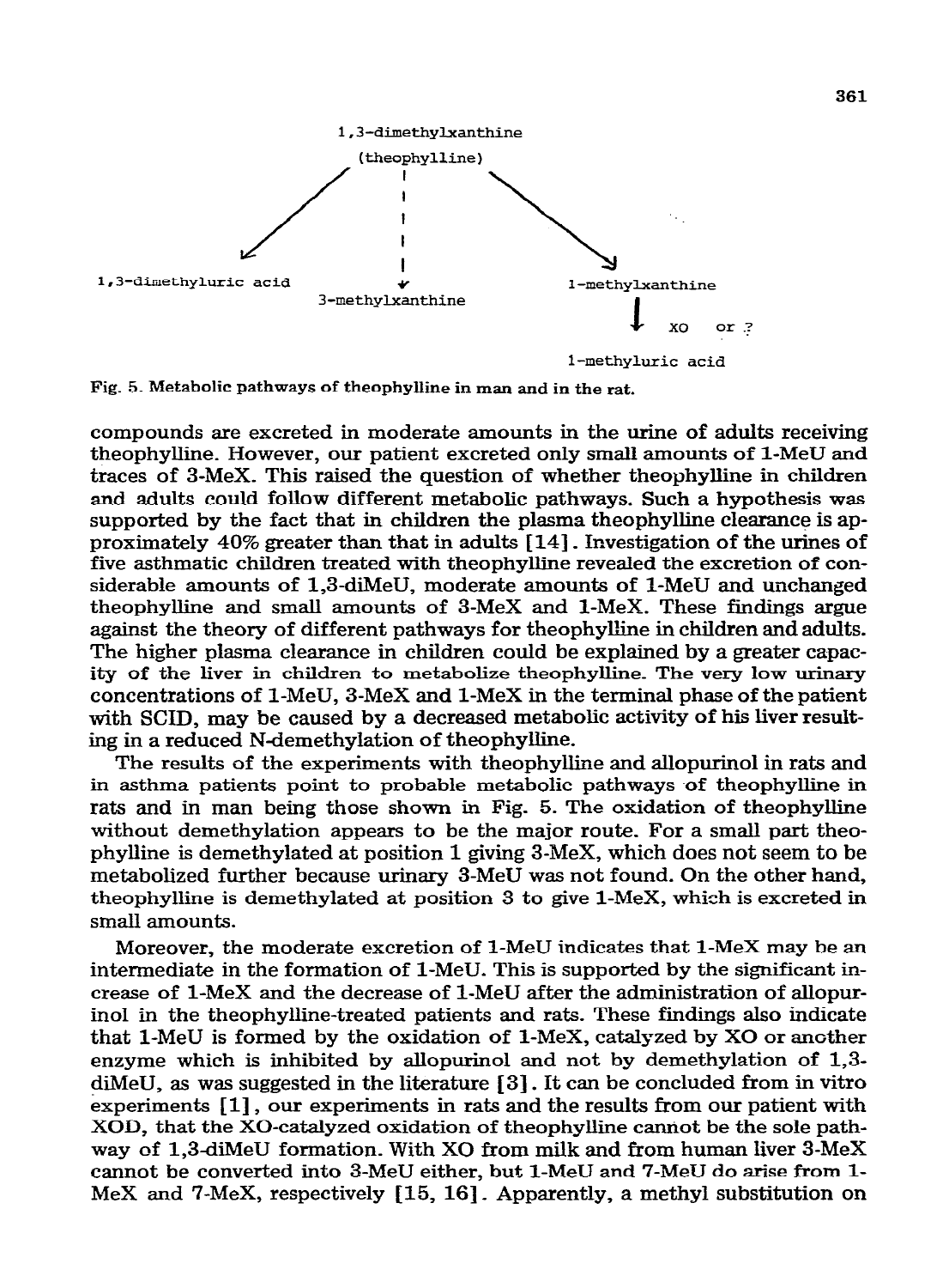```
                    1,3-dimethylxanthine
                       (theophylline)
                  /          |          \
                 /           |           \
                v            |            v
1,3-dimethyluric acid        v         1-methylxanthine
                      3-methylxanthine        |
                                              v  XO   or ?
                                       1-methyluric acid
```

Fig. 5. Metabolic pathways of theophylline in man and in the rat.

compounds are excreted in moderate amounts in the urine of adults receiving theophylline. However, our patient excreted only small amounts of 1-MeU and traces of 3-MeX. This raised the question of whether theophylline in children and adults could follow different metabolic pathways. Such a hypothesis was supported by the fact that in children the plasma theophylline clearance is approximately 40% greater than that in adults [14]. Investigation of the urines of five asthmatic children treated with theophylline revealed the excretion of considerable amounts of 1,3-diMeU, moderate amounts of 1-MeU and unchanged theophylline and small amounts of 3-MeX and 1-MeX. These findings argue against the theory of different pathways for theophylline in children and adults. The higher plasma clearance in children could be explained by a greater capacity of the liver in children to metabolize theophylline. The very low urinary concentrations of 1-MeU, 3-MeX and 1-MeX in the terminal phase of the patient with SCID, may be caused by a decreased metabolic activity of his liver resulting in a reduced N-demethylation of theophylline.

The results of the experiments with theophylline and allopurinol in rats and in asthma patients point to probable metabolic pathways of theophylline in rats and in man being those shown in Fig. 5. The oxidation of theophylline without demethylation appears to be the major route. For a small part theophylline is demethylated at position 1 giving 3-MeX, which does not seem to be metabolized further because urinary 3-MeU was not found. On the other hand, theophylline is demethylated at position 3 to give 1-MeX, which is excreted in small amounts.

Moreover, the moderate excretion of 1-MeU indicates that 1-MeX may be an intermediate in the formation of 1-MeU. This is supported by the significant increase of 1-MeX and the decrease of 1-MeU after the administration of allopurinol in the theophylline-treated patients and rats. These findings also indicate that 1-MeU is formed by the oxidation of 1-MeX, catalyzed by XO or another enzyme which is inhibited by allopurinol and not by demethylation of 1,3-diMeU, as was suggested in the literature [3]. It can be concluded from in vitro experiments [1], our experiments in rats and the results from our patient with XOD, that the XO-catalyzed oxidation of theophylline cannot be the sole pathway of 1,3-diMeU formation. With XO from milk and from human liver 3-MeX cannot be converted into 3-MeU either, but 1-MeU and 7-MeU do arise from 1-MeX and 7-MeX, respectively [15, 16]. Apparently, a methyl substitution on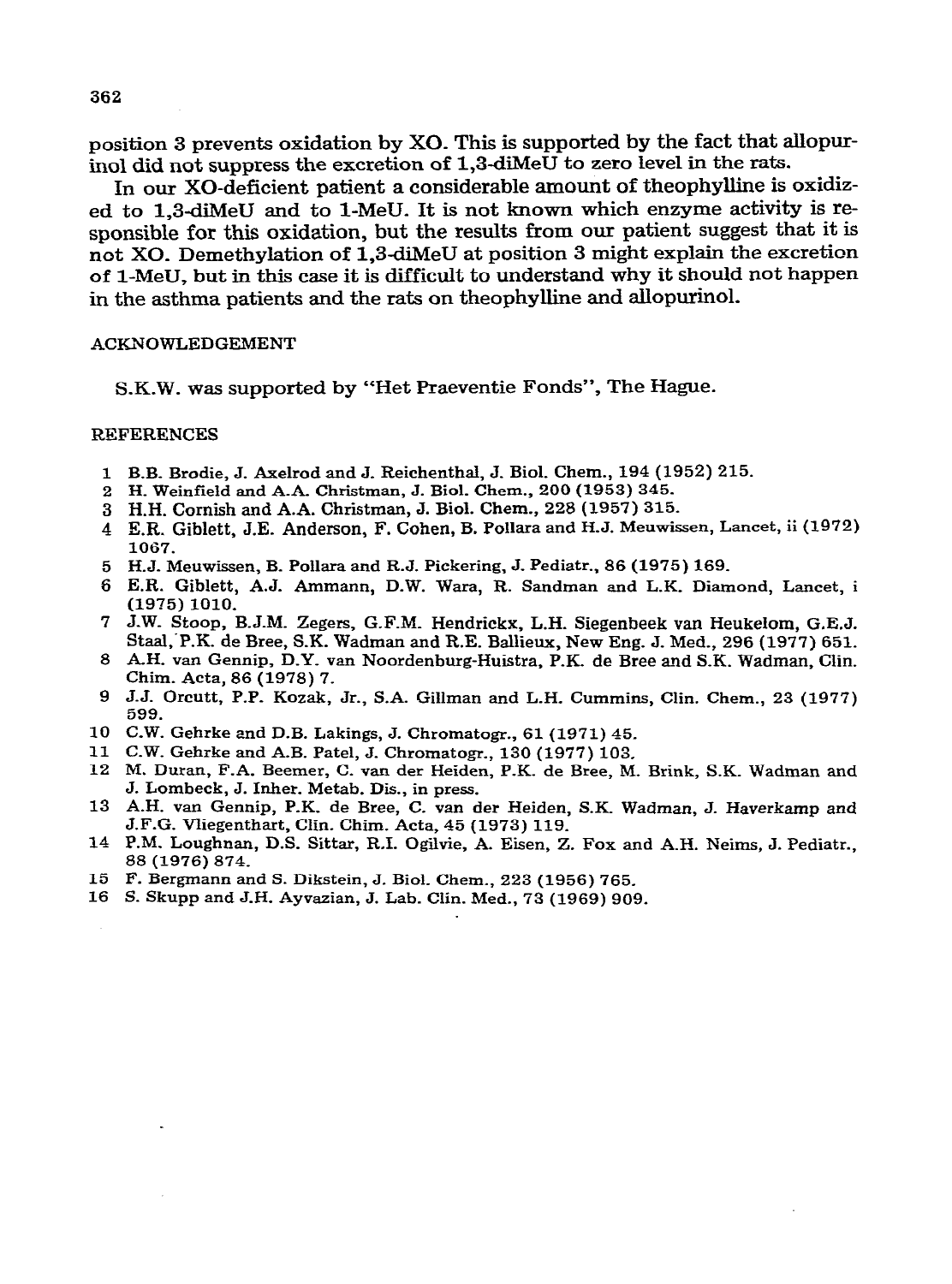position 3 prevents oxidation by XO. This is supported by the fact that allopurinol did not suppress the excretion of 1,3-diMeU to zero level in the rats.

In our XO-deficient patient a considerable amount of theophylline is oxidized to 1,3-diMeU and to 1-MeU. It is not known which enzyme activity is responsible for this oxidation, but the results from our patient suggest that it is not XO. Demethylation of 1,3-diMeU at position 3 might explain the excretion of 1-MeU, but in this case it is difficult to understand why it should not happen in the asthma patients and the rats on theophylline and allopurinol.

## ACKNOWLEDGEMENT

S.K.W. was supported by "Het Praeventie Fonds", The Hague.

## REFERENCES

1. B.B. Brodie, J. Axelrod and J. Reichenthal, J. Biol. Chem., 194 (1952) 215.
2. H. Weinfield and A.A. Christman, J. Biol. Chem., 200 (1953) 345.
3. H.H. Cornish and A.A. Christman, J. Biol. Chem., 228 (1957) 315.
4. E.R. Giblett, J.E. Anderson, F. Cohen, B. Pollara and H.J. Meuwissen, Lancet, ii (1972) 1067.
5. H.J. Meuwissen, B. Pollara and R.J. Pickering, J. Pediatr., 86 (1975) 169.
6. E.R. Giblett, A.J. Ammann, D.W. Wara, R. Sandman and L.K. Diamond, Lancet, i (1975) 1010.
7. J.W. Stoop, B.J.M. Zegers, G.F.M. Hendrickx, L.H. Siegenbeek van Heukelom, G.E.J. Staal, P.K. de Bree, S.K. Wadman and R.E. Ballieux, New Eng. J. Med., 296 (1977) 651.
8. A.H. van Gennip, D.Y. van Noordenburg-Huistra, P.K. de Bree and S.K. Wadman, Clin. Chim. Acta, 86 (1978) 7.
9. J.J. Orcutt, P.P. Kozak, Jr., S.A. Gillman and L.H. Cummins, Clin. Chem., 23 (1977) 599.
10. C.W. Gehrke and D.B. Lakings, J. Chromatogr., 61 (1971) 45.
11. C.W. Gehrke and A.B. Patel, J. Chromatogr., 130 (1977) 103.
12. M. Duran, F.A. Beemer, C. van der Heiden, P.K. de Bree, M. Brink, S.K. Wadman and J. Lombeck, J. Inher. Metab. Dis., in press.
13. A.H. van Gennip, P.K. de Bree, C. van der Heiden, S.K. Wadman, J. Haverkamp and J.F.G. Vliegenthart, Clin. Chim. Acta, 45 (1973) 119.
14. P.M. Loughnan, D.S. Sittar, R.I. Ogilvie, A. Eisen, Z. Fox and A.H. Neims, J. Pediatr., 88 (1976) 874.
15. F. Bergmann and S. Dikstein, J. Biol. Chem., 223 (1956) 765.
16. S. Skupp and J.H. Ayvazian, J. Lab. Clin. Med., 73 (1969) 909.